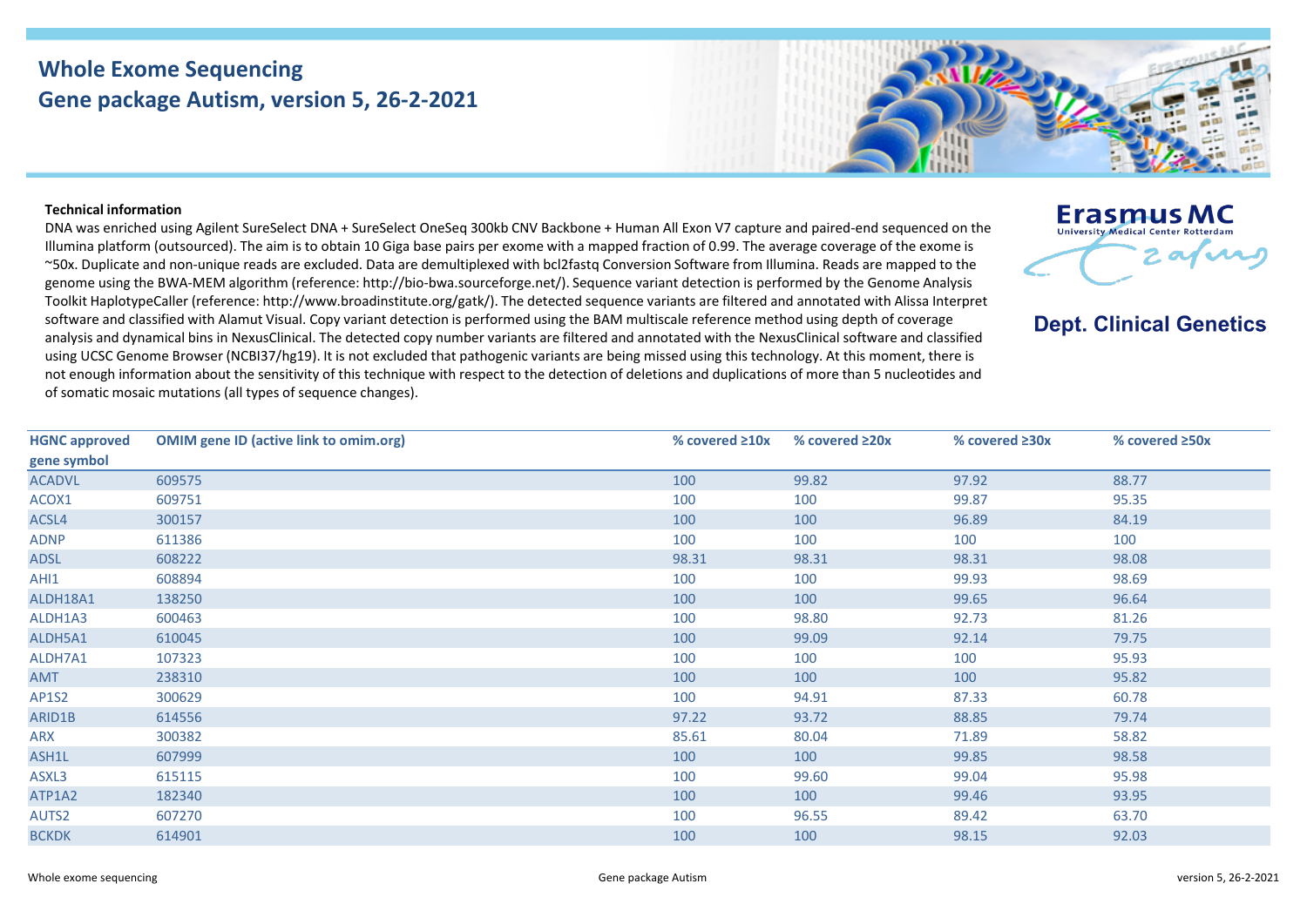# Whole Exome Sequencing
## Gene package Autism, version 5, 26-2-2021

Erasmus MC
University Medical Center Rotterdam

**Dept. Clinical Genetics**

**Technical information**

DNA was enriched using Agilent SureSelect DNA + SureSelect OneSeq 300kb CNV Backbone + Human All Exon V7 capture and paired-end sequenced on the Illumina platform (outsourced). The aim is to obtain 10 Giga base pairs per exome with a mapped fraction of 0.99. The average coverage of the exome is ~50x. Duplicate and non-unique reads are excluded. Data are demultiplexed with bcl2fastq Conversion Software from Illumina. Reads are mapped to the genome using the BWA-MEM algorithm (reference: http://bio-bwa.sourceforge.net/). Sequence variant detection is performed by the Genome Analysis Toolkit HaplotypeCaller (reference: http://www.broadinstitute.org/gatk/). The detected sequence variants are filtered and annotated with Alissa Interpret software and classified with Alamut Visual. Copy variant detection is performed using the BAM multiscale reference method using depth of coverage analysis and dynamical bins in NexusClinical. The detected copy number variants are filtered and annotated with the NexusClinical software and classified using UCSC Genome Browser (NCBI37/hg19). It is not excluded that pathogenic variants are being missed using this technology. At this moment, there is not enough information about the sensitivity of this technique with respect to the detection of deletions and duplications of more than 5 nucleotides and of somatic mosaic mutations (all types of sequence changes).

| HGNC approved gene symbol | OMIM gene ID (active link to omim.org) | % covered ≥10x | % covered ≥20x | % covered ≥30x | % covered ≥50x |
|---|---|---|---|---|---|
| ACADVL | 609575 | 100 | 99.82 | 97.92 | 88.77 |
| ACOX1 | 609751 | 100 | 100 | 99.87 | 95.35 |
| ACSL4 | 300157 | 100 | 100 | 96.89 | 84.19 |
| ADNP | 611386 | 100 | 100 | 100 | 100 |
| ADSL | 608222 | 98.31 | 98.31 | 98.31 | 98.08 |
| AHI1 | 608894 | 100 | 100 | 99.93 | 98.69 |
| ALDH18A1 | 138250 | 100 | 100 | 99.65 | 96.64 |
| ALDH1A3 | 600463 | 100 | 98.80 | 92.73 | 81.26 |
| ALDH5A1 | 610045 | 100 | 99.09 | 92.14 | 79.75 |
| ALDH7A1 | 107323 | 100 | 100 | 100 | 95.93 |
| AMT | 238310 | 100 | 100 | 100 | 95.82 |
| AP1S2 | 300629 | 100 | 94.91 | 87.33 | 60.78 |
| ARID1B | 614556 | 97.22 | 93.72 | 88.85 | 79.74 |
| ARX | 300382 | 85.61 | 80.04 | 71.89 | 58.82 |
| ASH1L | 607999 | 100 | 100 | 99.85 | 98.58 |
| ASXL3 | 615115 | 100 | 99.60 | 99.04 | 95.98 |
| ATP1A2 | 182340 | 100 | 100 | 99.46 | 93.95 |
| AUTS2 | 607270 | 100 | 96.55 | 89.42 | 63.70 |
| BCKDK | 614901 | 100 | 100 | 98.15 | 92.03 |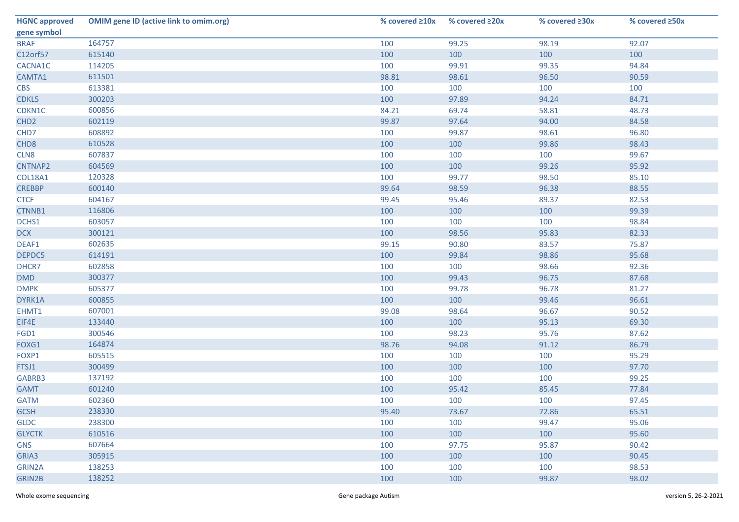| HGNC approved gene symbol | OMIM gene ID (active link to omim.org) | % covered ≥10x | % covered ≥20x | % covered ≥30x | % covered ≥50x |
| --- | --- | --- | --- | --- | --- |
| BRAF | 164757 | 100 | 99.25 | 98.19 | 92.07 |
| C12orf57 | 615140 | 100 | 100 | 100 | 100 |
| CACNA1C | 114205 | 100 | 99.91 | 99.35 | 94.84 |
| CAMTA1 | 611501 | 98.81 | 98.61 | 96.50 | 90.59 |
| CBS | 613381 | 100 | 100 | 100 | 100 |
| CDKL5 | 300203 | 100 | 97.89 | 94.24 | 84.71 |
| CDKN1C | 600856 | 84.21 | 69.74 | 58.81 | 48.73 |
| CHD2 | 602119 | 99.87 | 97.64 | 94.00 | 84.58 |
| CHD7 | 608892 | 100 | 99.87 | 98.61 | 96.80 |
| CHD8 | 610528 | 100 | 100 | 99.86 | 98.43 |
| CLN8 | 607837 | 100 | 100 | 100 | 99.67 |
| CNTNAP2 | 604569 | 100 | 100 | 99.26 | 95.92 |
| COL18A1 | 120328 | 100 | 99.77 | 98.50 | 85.10 |
| CREBBP | 600140 | 99.64 | 98.59 | 96.38 | 88.55 |
| CTCF | 604167 | 99.45 | 95.46 | 89.37 | 82.53 |
| CTNNB1 | 116806 | 100 | 100 | 100 | 99.39 |
| DCHS1 | 603057 | 100 | 100 | 100 | 98.84 |
| DCX | 300121 | 100 | 98.56 | 95.83 | 82.33 |
| DEAF1 | 602635 | 99.15 | 90.80 | 83.57 | 75.87 |
| DEPDC5 | 614191 | 100 | 99.84 | 98.86 | 95.68 |
| DHCR7 | 602858 | 100 | 100 | 98.66 | 92.36 |
| DMD | 300377 | 100 | 99.43 | 96.75 | 87.68 |
| DMPK | 605377 | 100 | 99.78 | 96.78 | 81.27 |
| DYRK1A | 600855 | 100 | 100 | 99.46 | 96.61 |
| EHMT1 | 607001 | 99.08 | 98.64 | 96.67 | 90.52 |
| EIF4E | 133440 | 100 | 100 | 95.13 | 69.30 |
| FGD1 | 300546 | 100 | 98.23 | 95.76 | 87.62 |
| FOXG1 | 164874 | 98.76 | 94.08 | 91.12 | 86.79 |
| FOXP1 | 605515 | 100 | 100 | 100 | 95.29 |
| FTSJ1 | 300499 | 100 | 100 | 100 | 97.70 |
| GABRB3 | 137192 | 100 | 100 | 100 | 99.25 |
| GAMT | 601240 | 100 | 95.42 | 85.45 | 77.84 |
| GATM | 602360 | 100 | 100 | 100 | 97.45 |
| GCSH | 238330 | 95.40 | 73.67 | 72.86 | 65.51 |
| GLDC | 238300 | 100 | 100 | 99.47 | 95.06 |
| GLYCTK | 610516 | 100 | 100 | 100 | 95.60 |
| GNS | 607664 | 100 | 97.75 | 95.87 | 90.42 |
| GRIA3 | 305915 | 100 | 100 | 100 | 90.45 |
| GRIN2A | 138253 | 100 | 100 | 100 | 98.53 |
| GRIN2B | 138252 | 100 | 100 | 99.87 | 98.02 |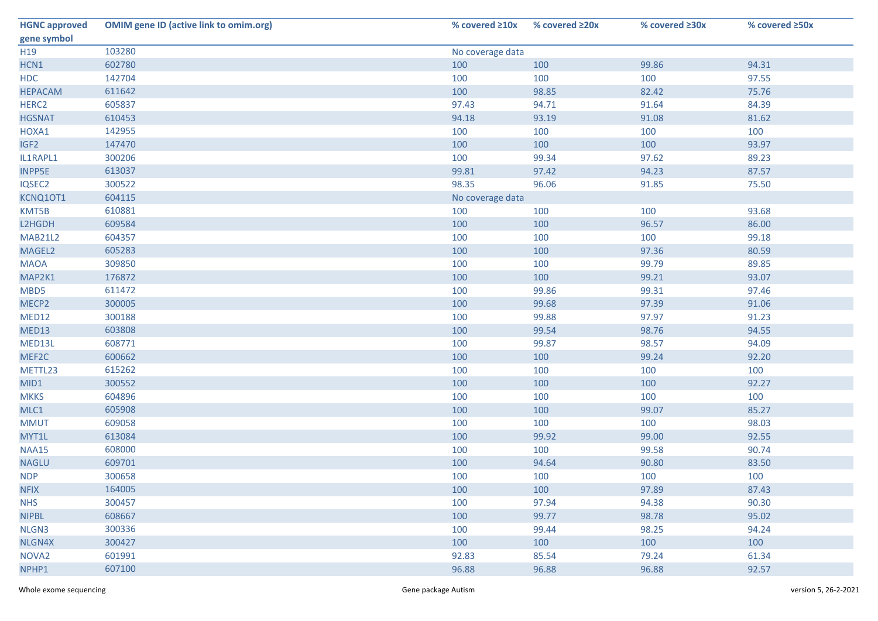| HGNC approved gene symbol | OMIM gene ID (active link to omim.org) | % covered ≥10x | % covered ≥20x | % covered ≥30x | % covered ≥50x |
|---|---|---|---|---|---|
| H19 | 103280 | No coverage data | | | |
| HCN1 | 602780 | 100 | 100 | 99.86 | 94.31 |
| HDC | 142704 | 100 | 100 | 100 | 97.55 |
| HEPACAM | 611642 | 100 | 98.85 | 82.42 | 75.76 |
| HERC2 | 605837 | 97.43 | 94.71 | 91.64 | 84.39 |
| HGSNAT | 610453 | 94.18 | 93.19 | 91.08 | 81.62 |
| HOXA1 | 142955 | 100 | 100 | 100 | 100 |
| IGF2 | 147470 | 100 | 100 | 100 | 93.97 |
| IL1RAPL1 | 300206 | 100 | 99.34 | 97.62 | 89.23 |
| INPP5E | 613037 | 99.81 | 97.42 | 94.23 | 87.57 |
| IQSEC2 | 300522 | 98.35 | 96.06 | 91.85 | 75.50 |
| KCNQ1OT1 | 604115 | No coverage data | | | |
| KMT5B | 610881 | 100 | 100 | 100 | 93.68 |
| L2HGDH | 609584 | 100 | 100 | 96.57 | 86.00 |
| MAB21L2 | 604357 | 100 | 100 | 100 | 99.18 |
| MAGEL2 | 605283 | 100 | 100 | 97.36 | 80.59 |
| MAOA | 309850 | 100 | 100 | 99.79 | 89.85 |
| MAP2K1 | 176872 | 100 | 100 | 99.21 | 93.07 |
| MBD5 | 611472 | 100 | 99.86 | 99.31 | 97.46 |
| MECP2 | 300005 | 100 | 99.68 | 97.39 | 91.06 |
| MED12 | 300188 | 100 | 99.88 | 97.97 | 91.23 |
| MED13 | 603808 | 100 | 99.54 | 98.76 | 94.55 |
| MED13L | 608771 | 100 | 99.87 | 98.57 | 94.09 |
| MEF2C | 600662 | 100 | 100 | 99.24 | 92.20 |
| METTL23 | 615262 | 100 | 100 | 100 | 100 |
| MID1 | 300552 | 100 | 100 | 100 | 92.27 |
| MKKS | 604896 | 100 | 100 | 100 | 100 |
| MLC1 | 605908 | 100 | 100 | 99.07 | 85.27 |
| MMUT | 609058 | 100 | 100 | 100 | 98.03 |
| MYT1L | 613084 | 100 | 99.92 | 99.00 | 92.55 |
| NAA15 | 608000 | 100 | 100 | 99.58 | 90.74 |
| NAGLU | 609701 | 100 | 94.64 | 90.80 | 83.50 |
| NDP | 300658 | 100 | 100 | 100 | 100 |
| NFIX | 164005 | 100 | 100 | 97.89 | 87.43 |
| NHS | 300457 | 100 | 97.94 | 94.38 | 90.30 |
| NIPBL | 608667 | 100 | 99.77 | 98.78 | 95.02 |
| NLGN3 | 300336 | 100 | 99.44 | 98.25 | 94.24 |
| NLGN4X | 300427 | 100 | 100 | 100 | 100 |
| NOVA2 | 601991 | 92.83 | 85.54 | 79.24 | 61.34 |
| NPHP1 | 607100 | 96.88 | 96.88 | 96.88 | 92.57 |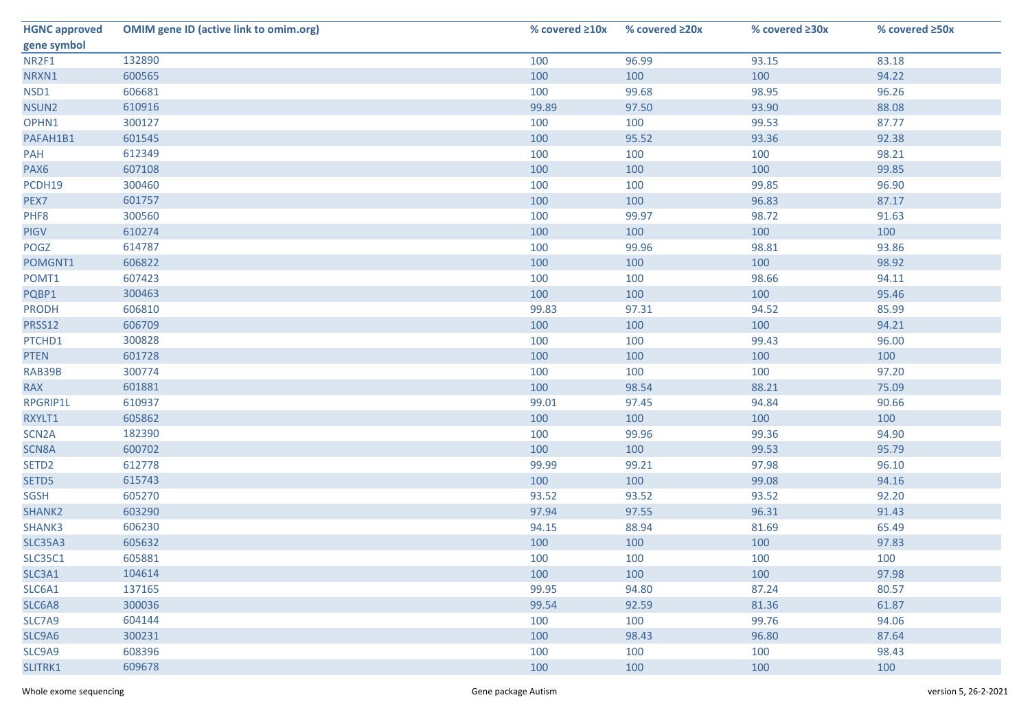| HGNC approved gene symbol | OMIM gene ID (active link to omim.org) | % covered ≥10x | % covered ≥20x | % covered ≥30x | % covered ≥50x |
|---|---|---|---|---|---|
| NR2F1 | 132890 | 100 | 96.99 | 93.15 | 83.18 |
| NRXN1 | 600565 | 100 | 100 | 100 | 94.22 |
| NSD1 | 606681 | 100 | 99.68 | 98.95 | 96.26 |
| NSUN2 | 610916 | 99.89 | 97.50 | 93.90 | 88.08 |
| OPHN1 | 300127 | 100 | 100 | 99.53 | 87.77 |
| PAFAH1B1 | 601545 | 100 | 95.52 | 93.36 | 92.38 |
| PAH | 612349 | 100 | 100 | 100 | 98.21 |
| PAX6 | 607108 | 100 | 100 | 100 | 99.85 |
| PCDH19 | 300460 | 100 | 100 | 99.85 | 96.90 |
| PEX7 | 601757 | 100 | 100 | 96.83 | 87.17 |
| PHF8 | 300560 | 100 | 99.97 | 98.72 | 91.63 |
| PIGV | 610274 | 100 | 100 | 100 | 100 |
| POGZ | 614787 | 100 | 99.96 | 98.81 | 93.86 |
| POMGNT1 | 606822 | 100 | 100 | 100 | 98.92 |
| POMT1 | 607423 | 100 | 100 | 98.66 | 94.11 |
| PQBP1 | 300463 | 100 | 100 | 100 | 95.46 |
| PRODH | 606810 | 99.83 | 97.31 | 94.52 | 85.99 |
| PRSS12 | 606709 | 100 | 100 | 100 | 94.21 |
| PTCHD1 | 300828 | 100 | 100 | 99.43 | 96.00 |
| PTEN | 601728 | 100 | 100 | 100 | 100 |
| RAB39B | 300774 | 100 | 100 | 100 | 97.20 |
| RAX | 601881 | 100 | 98.54 | 88.21 | 75.09 |
| RPGRIP1L | 610937 | 99.01 | 97.45 | 94.84 | 90.66 |
| RXYLT1 | 605862 | 100 | 100 | 100 | 100 |
| SCN2A | 182390 | 100 | 99.96 | 99.36 | 94.90 |
| SCN8A | 600702 | 100 | 100 | 99.53 | 95.79 |
| SETD2 | 612778 | 99.99 | 99.21 | 97.98 | 96.10 |
| SETD5 | 615743 | 100 | 100 | 99.08 | 94.16 |
| SGSH | 605270 | 93.52 | 93.52 | 93.52 | 92.20 |
| SHANK2 | 603290 | 97.94 | 97.55 | 96.31 | 91.43 |
| SHANK3 | 606230 | 94.15 | 88.94 | 81.69 | 65.49 |
| SLC35A3 | 605632 | 100 | 100 | 100 | 97.83 |
| SLC35C1 | 605881 | 100 | 100 | 100 | 100 |
| SLC3A1 | 104614 | 100 | 100 | 100 | 97.98 |
| SLC6A1 | 137165 | 99.95 | 94.80 | 87.24 | 80.57 |
| SLC6A8 | 300036 | 99.54 | 92.59 | 81.36 | 61.87 |
| SLC7A9 | 604144 | 100 | 100 | 99.76 | 94.06 |
| SLC9A6 | 300231 | 100 | 98.43 | 96.80 | 87.64 |
| SLC9A9 | 608396 | 100 | 100 | 100 | 98.43 |
| SLITRK1 | 609678 | 100 | 100 | 100 | 100 |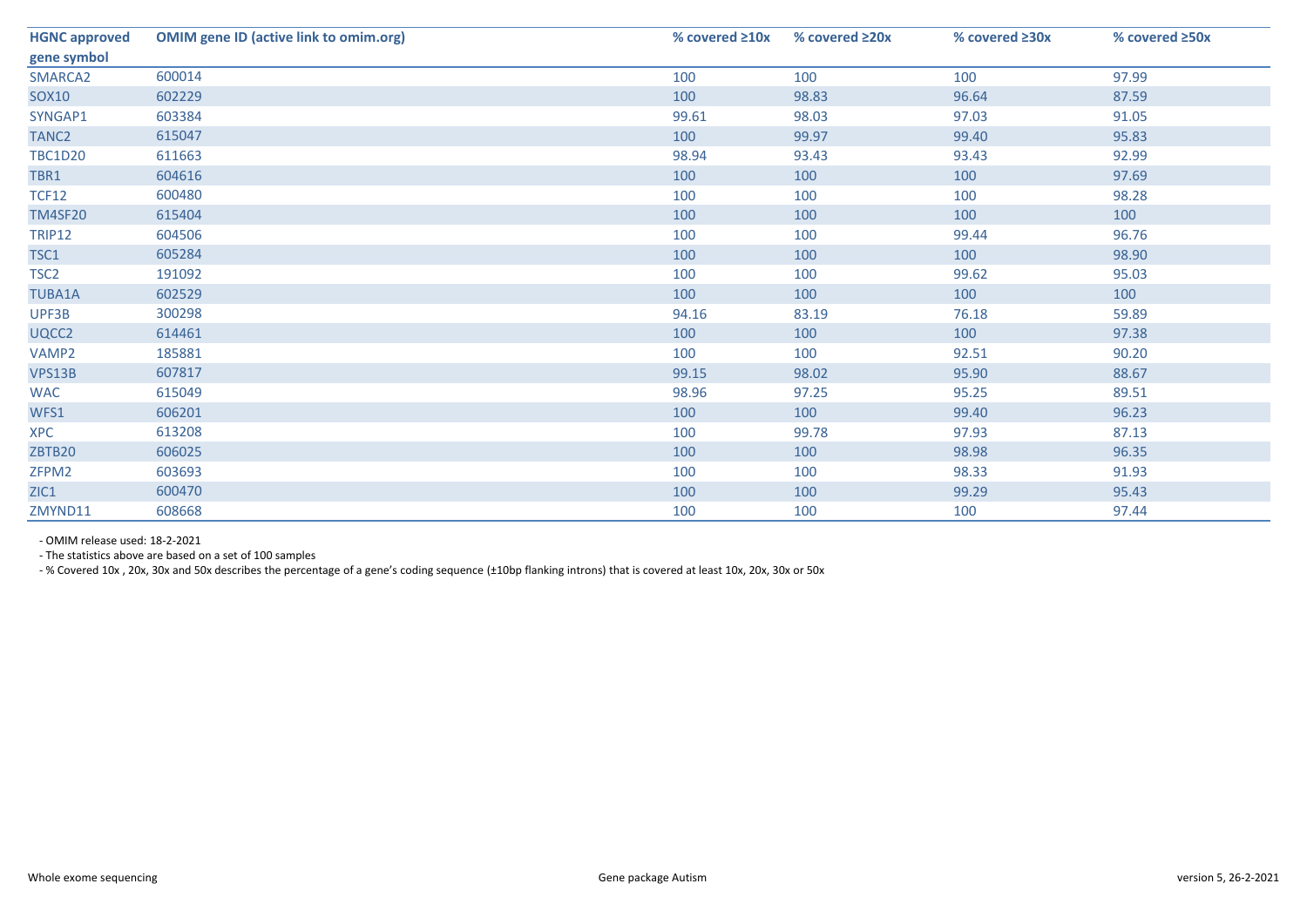| HGNC approved gene symbol | OMIM gene ID (active link to omim.org) | % covered ≥10x | % covered ≥20x | % covered ≥30x | % covered ≥50x |
|---|---|---|---|---|---|
| SMARCA2 | 600014 | 100 | 100 | 100 | 97.99 |
| SOX10 | 602229 | 100 | 98.83 | 96.64 | 87.59 |
| SYNGAP1 | 603384 | 99.61 | 98.03 | 97.03 | 91.05 |
| TANC2 | 615047 | 100 | 99.97 | 99.40 | 95.83 |
| TBC1D20 | 611663 | 98.94 | 93.43 | 93.43 | 92.99 |
| TBR1 | 604616 | 100 | 100 | 100 | 97.69 |
| TCF12 | 600480 | 100 | 100 | 100 | 98.28 |
| TM4SF20 | 615404 | 100 | 100 | 100 | 100 |
| TRIP12 | 604506 | 100 | 100 | 99.44 | 96.76 |
| TSC1 | 605284 | 100 | 100 | 100 | 98.90 |
| TSC2 | 191092 | 100 | 100 | 99.62 | 95.03 |
| TUBA1A | 602529 | 100 | 100 | 100 | 100 |
| UPF3B | 300298 | 94.16 | 83.19 | 76.18 | 59.89 |
| UQCC2 | 614461 | 100 | 100 | 100 | 97.38 |
| VAMP2 | 185881 | 100 | 100 | 92.51 | 90.20 |
| VPS13B | 607817 | 99.15 | 98.02 | 95.90 | 88.67 |
| WAC | 615049 | 98.96 | 97.25 | 95.25 | 89.51 |
| WFS1 | 606201 | 100 | 100 | 99.40 | 96.23 |
| XPC | 613208 | 100 | 99.78 | 97.93 | 87.13 |
| ZBTB20 | 606025 | 100 | 100 | 98.98 | 96.35 |
| ZFPM2 | 603693 | 100 | 100 | 98.33 | 91.93 |
| ZIC1 | 600470 | 100 | 100 | 99.29 | 95.43 |
| ZMYND11 | 608668 | 100 | 100 | 100 | 97.44 |

- OMIM release used: 18-2-2021
- The statistics above are based on a set of 100 samples
- % Covered 10x , 20x, 30x and 50x describes the percentage of a gene's coding sequence (±10bp flanking introns) that is covered at least 10x, 20x, 30x or 50x